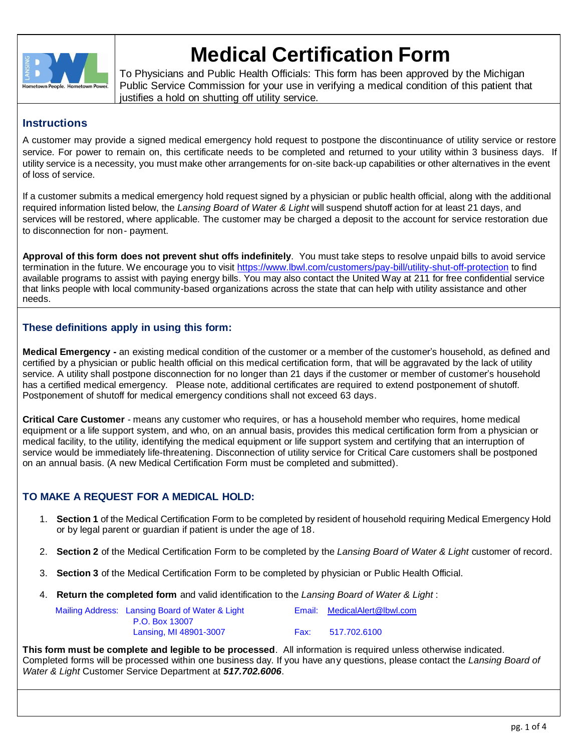# Medical Certification Form

To Physicians and Public Health Officials: This form has been approved by the Michigan Public Service Commission for your use in verifying a medical condition of this patient that justifies a hold on shutting off utility service.

## Instructions

A customer may provide a signed medical emergency hold request to postpone the discontinuance of utility service or restore service. For power to remain on, this certificate needs to be completed and returned to your utility within 3 business days. If utility service is a necessity, you must make other arrangements for on-site back-up capabilities or other alternatives in the event of loss of service.

If a customer submits a medical emergency hold request signed by a physician or public health official, along with the additional required information listed below, the *Lansing Board of Water & Light* will suspend shutoff action for at least 21 days, and services will be restored, where applicable. The customer may be charged a deposit to the account for service restoration due to disconnection for non- payment.

**Approval of this form does not prevent shut offs indefinitely**. You must take steps to resolve unpaid bills to avoid service termination in the future. We encourage you to visit https://www.lbwl.com/customers/pay-bill/utility-shut-off-protection to find available programs to assist with paying energy bills. You may also contact the United Way at 211 for free confidential service that links people with local community-based organizations across the state that can help with utility assistance and other needs.

## These definitions apply in using this form:

**Medical Emergency -** an existing medical condition of the customer or a member of the customer's household, as defined and certified by a physician or public health official on this medical certification form, that will be aggravated by the lack of utility service. A utility shall postpone disconnection for no longer than 21 days if the customer or member of customer's household has a certified medical emergency. Please note, additional certificates are required to extend postponement of shutoff. Postponement of shutoff for medical emergency conditions shall not exceed 63 days.

**Critical Care Customer** - means any customer who requires, or has a household member who requires, home medical equipment or a life support system, and who, on an annual basis, provides this medical certification form from a physician or medical facility, to the utility, identifying the medical equipment or life support system and certifying that an interruption of service would be immediately life-threatening. Disconnection of utility service for Critical Care customers shall be postponed on an annual basis. (A new Medical Certification Form must be completed and submitted).

## TO MAKE A REQUEST FOR A MEDICAL HOLD:

1. **Section 1** of the Medical Certification Form to be completed by resident of household requiring Medical Emergency Hold or by legal parent or guardian if patient is under the age of 18.
2. **Section 2** of the Medical Certification Form to be completed by the *Lansing Board of Water & Light* customer of record.
3. **Section 3** of the Medical Certification Form to be completed by physician or Public Health Official.
4. **Return the completed form** and valid identification to the *Lansing Board of Water & Light* :

Mailing Address: Lansing Board of Water & Light  
P.O. Box 13007  
Lansing, MI 48901-3007

Email: MedicalAlert@lbwl.com

Fax: 517.702.6100

**This form must be complete and legible to be processed**. All information is required unless otherwise indicated. Completed forms will be processed within one business day. If you have any questions, please contact the *Lansing Board of Water & Light* Customer Service Department at ***517.702.6006***.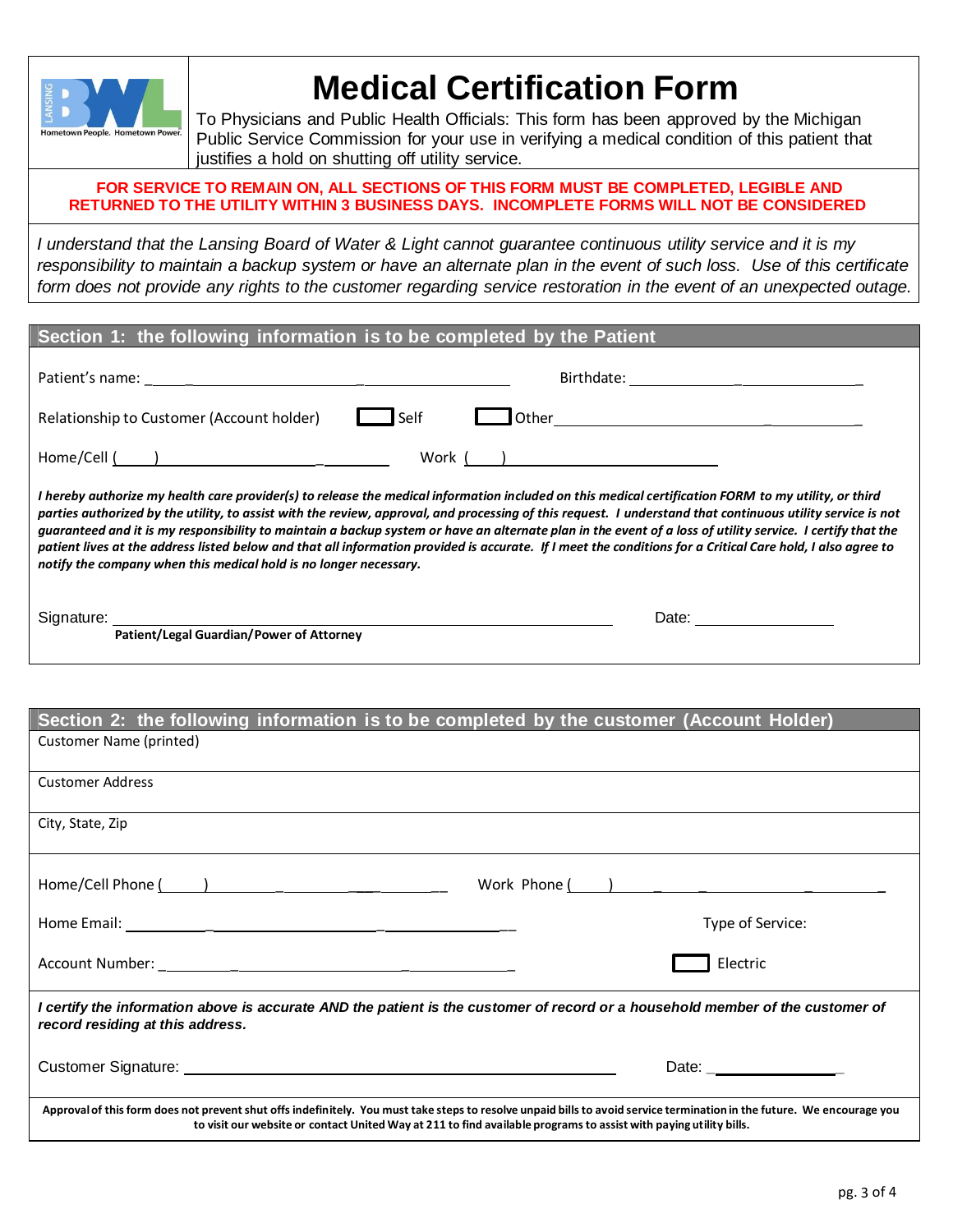# Medical Certification Form

To Physicians and Public Health Officials: This form has been approved by the Michigan Public Service Commission for your use in verifying a medical condition of this patient that justifies a hold on shutting off utility service.

**FOR SERVICE TO REMAIN ON, ALL SECTIONS OF THIS FORM MUST BE COMPLETED, LEGIBLE AND RETURNED TO THE UTILITY WITHIN 3 BUSINESS DAYS. INCOMPLETE FORMS WILL NOT BE CONSIDERED**

*I understand that the Lansing Board of Water & Light cannot guarantee continuous utility service and it is my responsibility to maintain a backup system or have an alternate plan in the event of such loss. Use of this certificate form does not provide any rights to the customer regarding service restoration in the event of an unexpected outage.*

## Section 1: the following information is to be completed by the Patient

Patient's name: ______________________________ Birthdate: ______________________

Relationship to Customer (Account holder) ☐ Self ☐ Other ______________________

Home/Cell (    ) ______________________ Work (    ) ______________________

***I hereby authorize my health care provider(s) to release the medical information included on this medical certification FORM to my utility, or third parties authorized by the utility, to assist with the review, approval, and processing of this request. I understand that continuous utility service is not guaranteed and it is my responsibility to maintain a backup system or have an alternate plan in the event of a loss of utility service. I certify that the patient lives at the address listed below and that all information provided is accurate. If I meet the conditions for a Critical Care hold, I also agree to notify the company when this medical hold is no longer necessary.***

Signature: ______________________________ Date: ______________
**Patient/Legal Guardian/Power of Attorney**

## Section 2: the following information is to be completed by the customer (Account Holder)

Customer Name (printed)

Customer Address

City, State, Zip

Home/Cell Phone (    ) ______________________ Work Phone (    ) ______________________

Home Email: ______________________________ Type of Service:

Account Number: ______________________________ ☐ Electric

***I certify the information above is accurate AND the patient is the customer of record or a household member of the customer of record residing at this address.***

Customer Signature: ______________________________ Date: ______________

**Approval of this form does not prevent shut offs indefinitely. You must take steps to resolve unpaid bills to avoid service termination in the future. We encourage you to visit our website or contact United Way at 211 to find available programs to assist with paying utility bills.**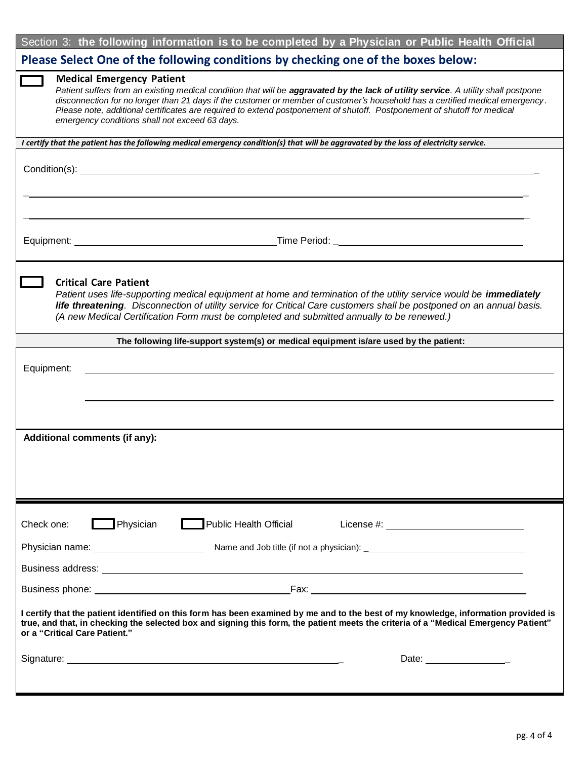## Section 3: the following information is to be completed by a Physician or Public Health Official

### Please Select One of the following conditions by checking one of the boxes below:

☐ **Medical Emergency Patient**

*Patient suffers from an existing medical condition that will be **aggravated by the lack of utility service**. A utility shall postpone disconnection for no longer than 21 days if the customer or member of customer's household has a certified medical emergency. Please note, additional certificates are required to extend postponement of shutoff. Postponement of shutoff for medical emergency conditions shall not exceed 63 days.*

***I certify that the patient has the following medical emergency condition(s) that will be aggravated by the loss of electricity service.***

Condition(s): ______________________________________________

______________________________________________

______________________________________________

Equipment: ______________________ Time Period: ______________________

☐ **Critical Care Patient**

*Patient uses life-supporting medical equipment at home and termination of the utility service would be **immediately life threatening**. Disconnection of utility service for Critical Care customers shall be postponed on an annual basis. (A new Medical Certification Form must be completed and submitted annually to be renewed.)*

**The following life-support system(s) or medical equipment is/are used by the patient:**

Equipment: ______________________________________________

______________________________________________

**Additional comments (if any):**

Check one: ☐ Physician ☐ Public Health Official License #: ______________________

Physician name: ______________________ Name and Job title (if not a physician): ______________________

Business address: ______________________________________________

Business phone: ______________________ Fax: ______________________

**I certify that the patient identified on this form has been examined by me and to the best of my knowledge, information provided is true, and that, in checking the selected box and signing this form, the patient meets the criteria of a "Medical Emergency Patient" or a "Critical Care Patient."**

Signature: ______________________________ Date: ______________